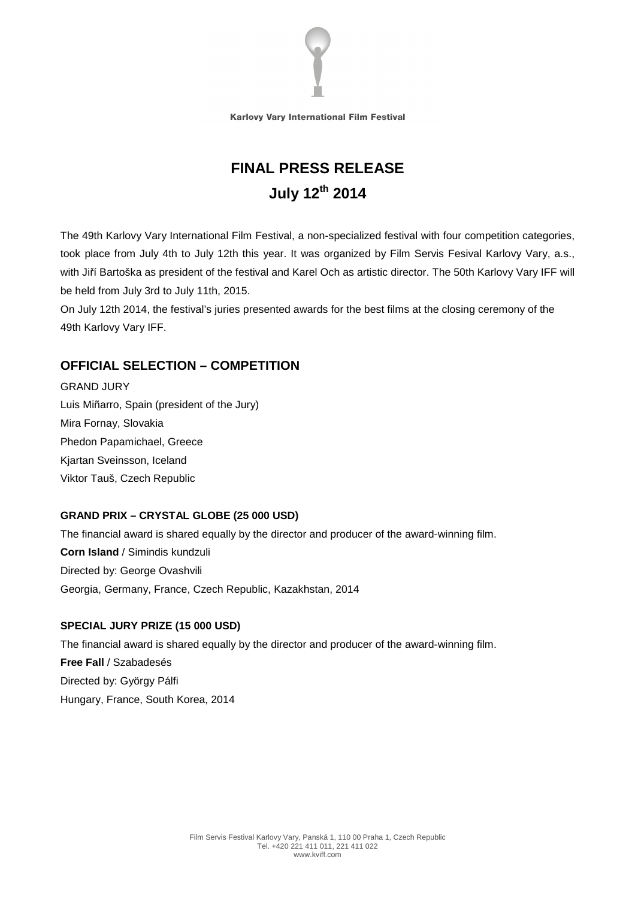Karlovy Vary International Film Festival

# FINAL PRESS RELEASE

## July 12th 2014

The 49th Karlovy Vary International Film Festival, a non-specialized festival with four competition categories, took place from July 4th to July 12th this year. It was organized by Film Servis Fesival Karlovy Vary, a.s., with Jiří Bartoška as president of the festival and Karel Och as artistic director. The 50th Karlovy Vary IFF will be held from July 3rd to July 11th, 2015.

On July 12th 2014, the festival's juries presented awards for the best films at the closing ceremony of the 49th Karlovy Vary IFF.

## OFFICIAL SELECTION – COMPETITION

GRAND JURY
Luis Miñarro, Spain (president of the Jury)
Mira Fornay, Slovakia
Phedon Papamichael, Greece
Kjartan Sveinsson, Iceland
Viktor Tauš, Czech Republic

**GRAND PRIX – CRYSTAL GLOBE (25 000 USD)**

The financial award is shared equally by the director and producer of the award-winning film.
**Corn Island** / Simindis kundzuli
Directed by: George Ovashvili
Georgia, Germany, France, Czech Republic, Kazakhstan, 2014

**SPECIAL JURY PRIZE (15 000 USD)**

The financial award is shared equally by the director and producer of the award-winning film.
**Free Fall** / Szabadesés
Directed by: György Pálfi
Hungary, France, South Korea, 2014

Film Servis Festival Karlovy Vary, Panská 1, 110 00 Praha 1, Czech Republic
Tel. +420 221 411 011, 221 411 022
www.kviff.com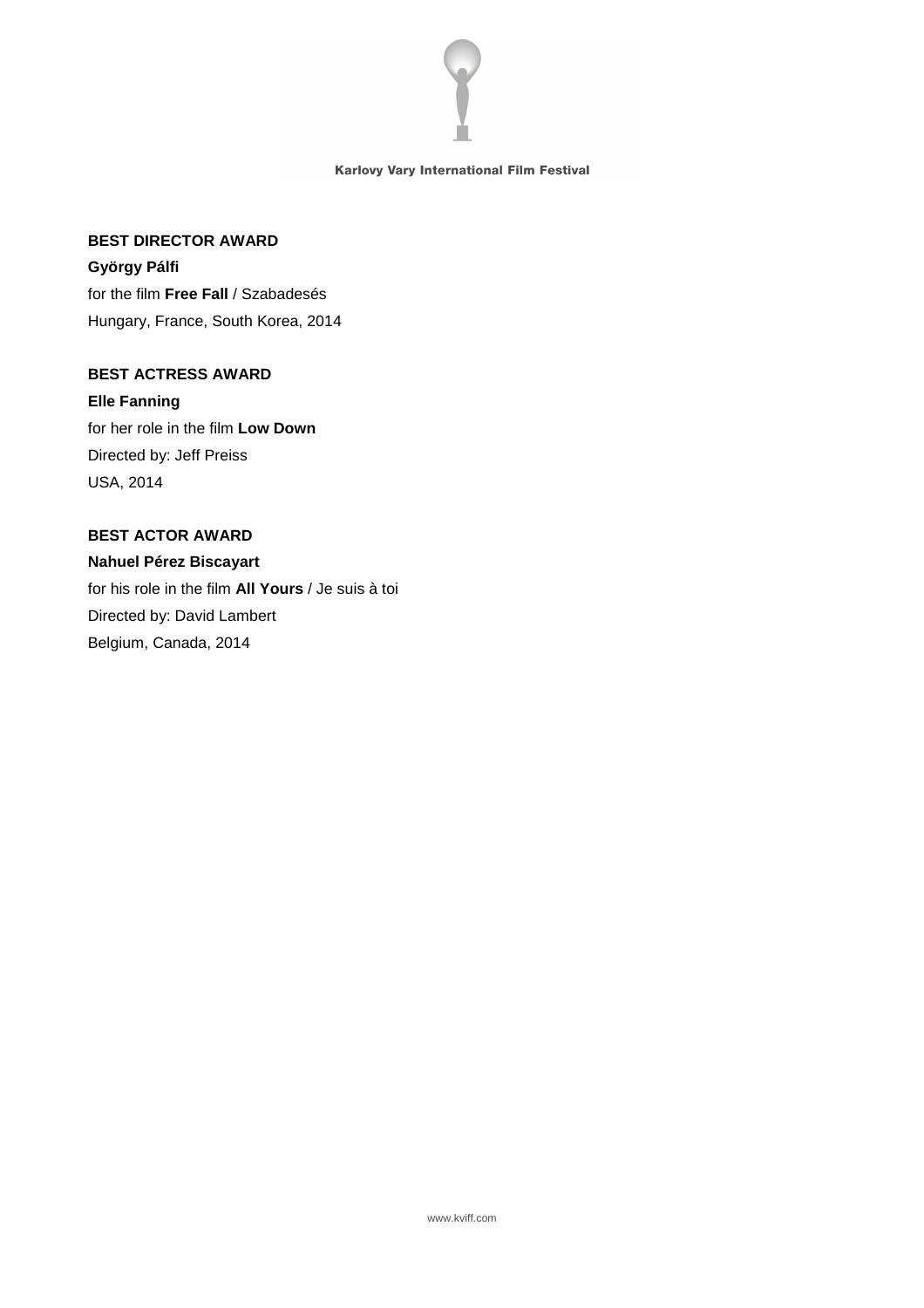**BEST DIRECTOR AWARD**

**György Pálfi**

for the film **Free Fall** / Szabadesés

Hungary, France, South Korea, 2014

**BEST ACTRESS AWARD**

**Elle Fanning**

for her role in the film **Low Down**

Directed by: Jeff Preiss

USA, 2014

**BEST ACTOR AWARD**

**Nahuel Pérez Biscayart**

for his role in the film **All Yours** / Je suis à toi

Directed by: David Lambert

Belgium, Canada, 2014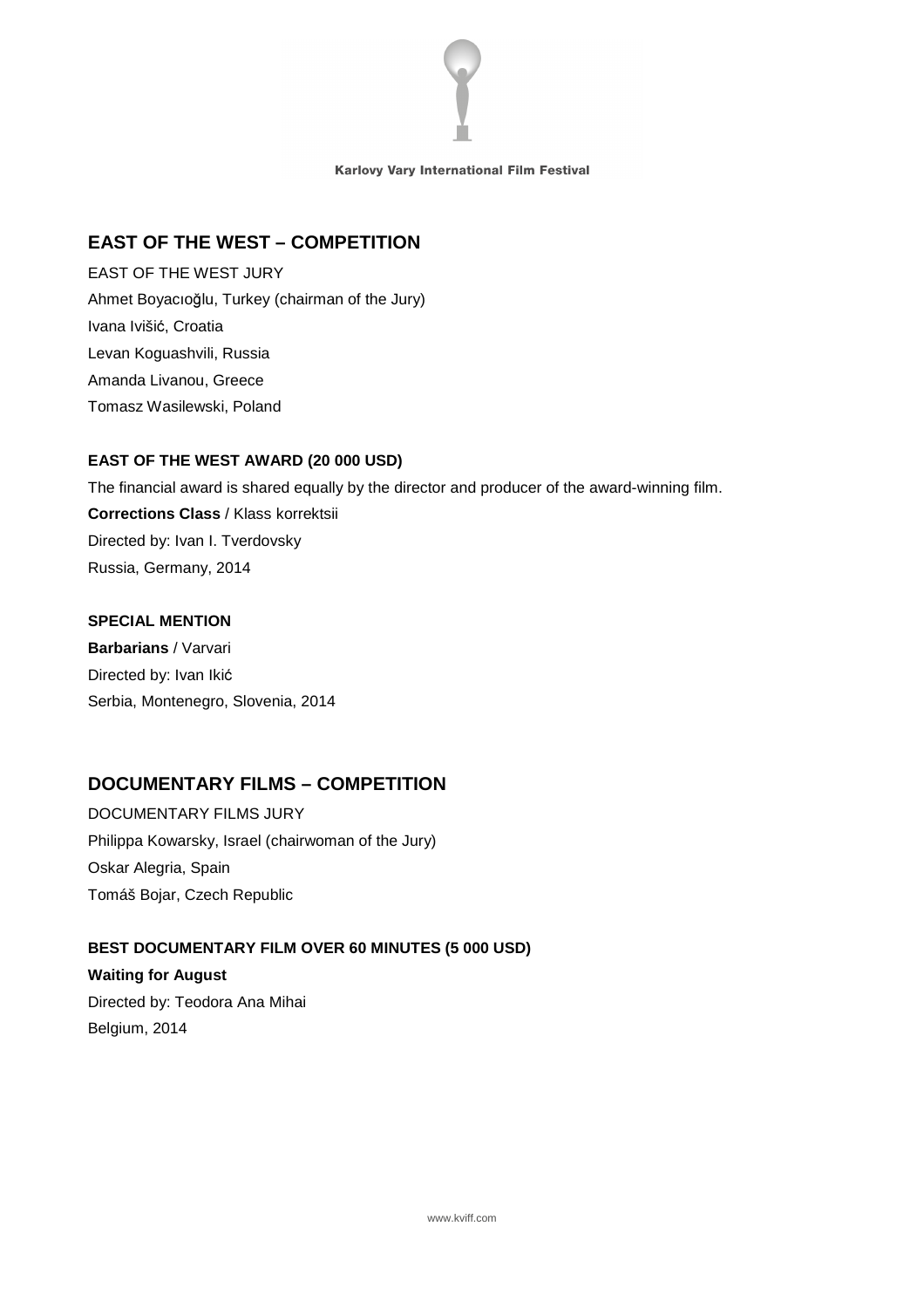## EAST OF THE WEST – COMPETITION

EAST OF THE WEST JURY

Ahmet Boyacıoğlu, Turkey (chairman of the Jury)

Ivana Ivišić, Croatia

Levan Koguashvili, Russia

Amanda Livanou, Greece

Tomasz Wasilewski, Poland

**EAST OF THE WEST AWARD (20 000 USD)**

The financial award is shared equally by the director and producer of the award-winning film.

**Corrections Class** / Klass korrektsii

Directed by: Ivan I. Tverdovsky

Russia, Germany, 2014

**SPECIAL MENTION**

**Barbarians** / Varvari

Directed by: Ivan Ikić

Serbia, Montenegro, Slovenia, 2014

## DOCUMENTARY FILMS – COMPETITION

DOCUMENTARY FILMS JURY

Philippa Kowarsky, Israel (chairwoman of the Jury)

Oskar Alegria, Spain

Tomáš Bojar, Czech Republic

**BEST DOCUMENTARY FILM OVER 60 MINUTES (5 000 USD)**

**Waiting for August**

Directed by: Teodora Ana Mihai

Belgium, 2014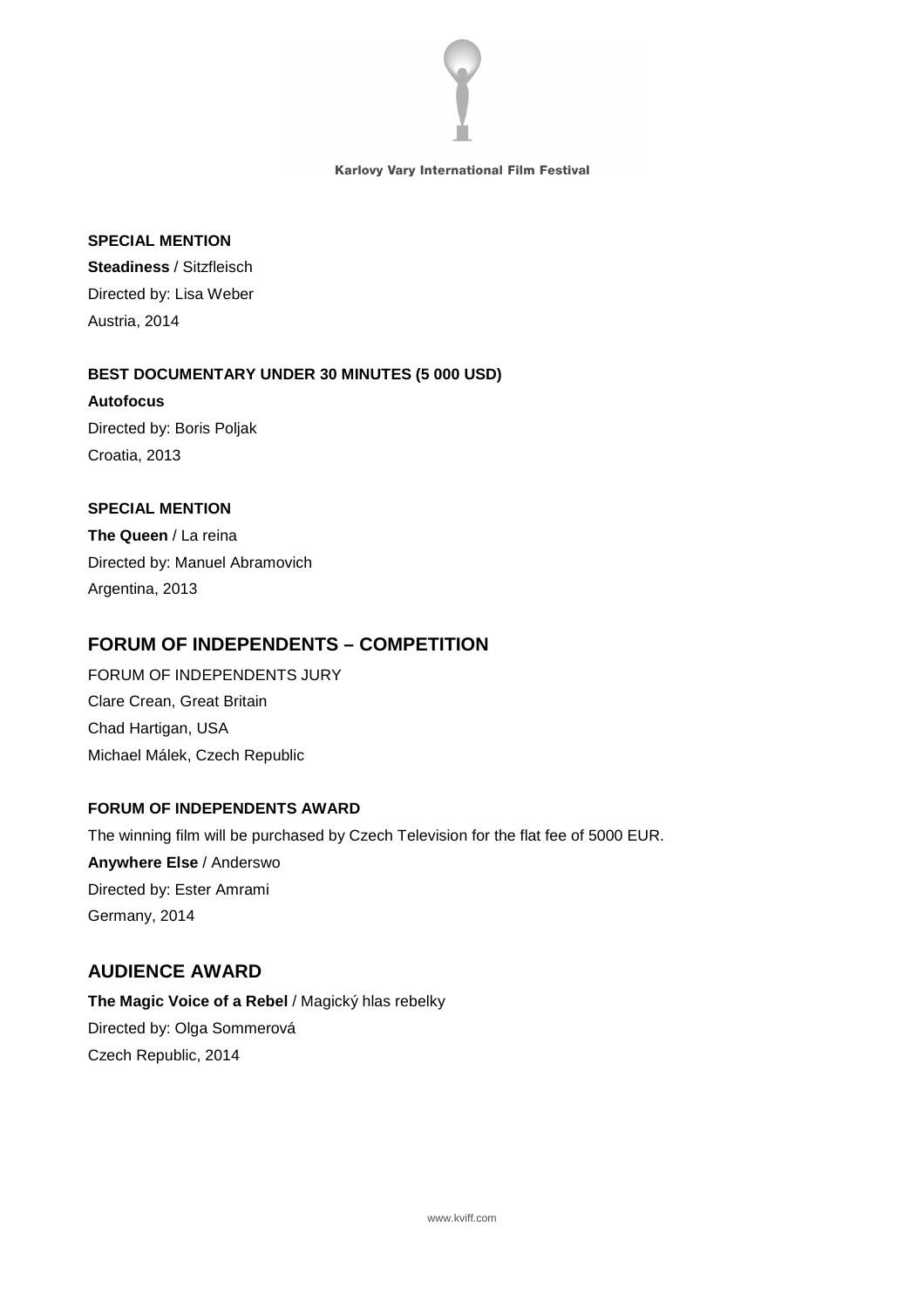**SPECIAL MENTION**

**Steadiness** / Sitzfleisch
Directed by: Lisa Weber
Austria, 2014

**BEST DOCUMENTARY UNDER 30 MINUTES (5 000 USD)**

**Autofocus**
Directed by: Boris Poljak
Croatia, 2013

**SPECIAL MENTION**

**The Queen** / La reina
Directed by: Manuel Abramovich
Argentina, 2013

## FORUM OF INDEPENDENTS – COMPETITION

FORUM OF INDEPENDENTS JURY
Clare Crean, Great Britain
Chad Hartigan, USA
Michael Málek, Czech Republic

**FORUM OF INDEPENDENTS AWARD**

The winning film will be purchased by Czech Television for the flat fee of 5000 EUR.
**Anywhere Else** / Anderswo
Directed by: Ester Amrami
Germany, 2014

## AUDIENCE AWARD

**The Magic Voice of a Rebel** / Magický hlas rebelky
Directed by: Olga Sommerová
Czech Republic, 2014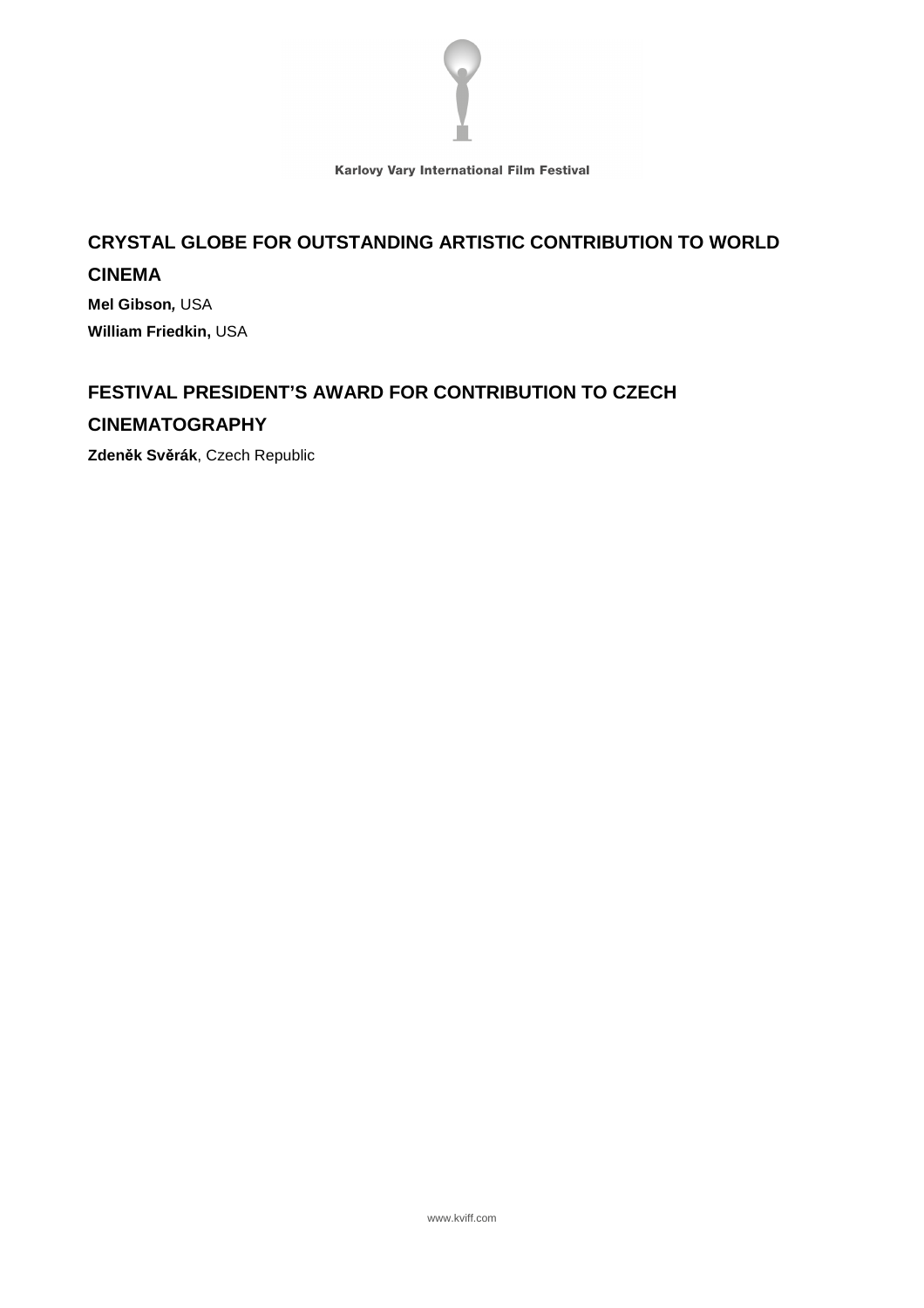## CRYSTAL GLOBE FOR OUTSTANDING ARTISTIC CONTRIBUTION TO WORLD CINEMA

**Mel Gibson,** USA

**William Friedkin,** USA

## FESTIVAL PRESIDENT'S AWARD FOR CONTRIBUTION TO CZECH CINEMATOGRAPHY

**Zdeněk Svěrák**, Czech Republic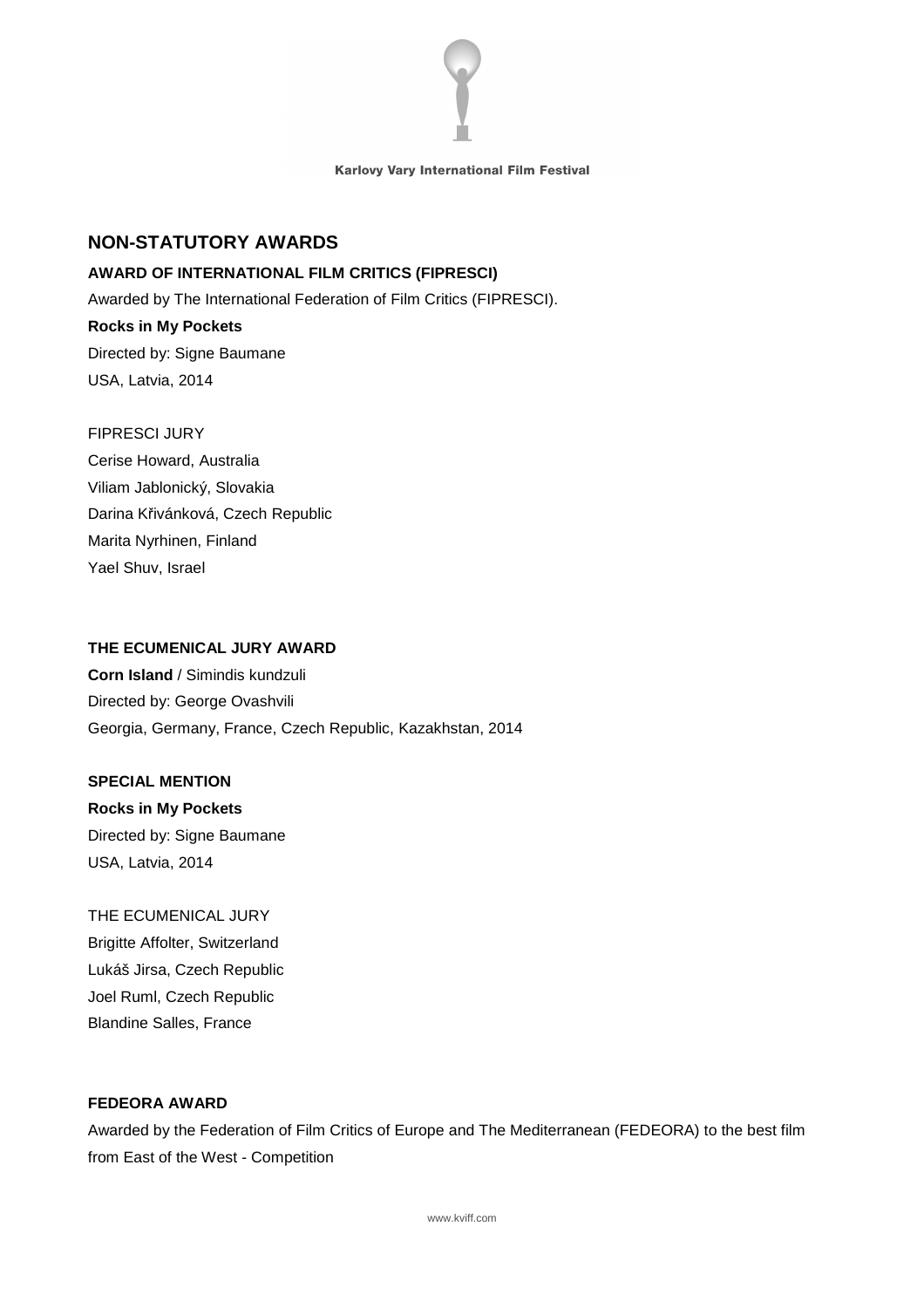## NON-STATUTORY AWARDS

**AWARD OF INTERNATIONAL FILM CRITICS (FIPRESCI)**

Awarded by The International Federation of Film Critics (FIPRESCI).

**Rocks in My Pockets**
Directed by: Signe Baumane
USA, Latvia, 2014

FIPRESCI JURY
Cerise Howard, Australia
Viliam Jablonický, Slovakia
Darina Křivánková, Czech Republic
Marita Nyrhinen, Finland
Yael Shuv, Israel

**THE ECUMENICAL JURY AWARD**

**Corn Island** / Simindis kundzuli
Directed by: George Ovashvili
Georgia, Germany, France, Czech Republic, Kazakhstan, 2014

**SPECIAL MENTION**

**Rocks in My Pockets**
Directed by: Signe Baumane
USA, Latvia, 2014

THE ECUMENICAL JURY
Brigitte Affolter, Switzerland
Lukáš Jirsa, Czech Republic
Joel Ruml, Czech Republic
Blandine Salles, France

**FEDEORA AWARD**

Awarded by the Federation of Film Critics of Europe and The Mediterranean (FEDEORA) to the best film from East of the West - Competition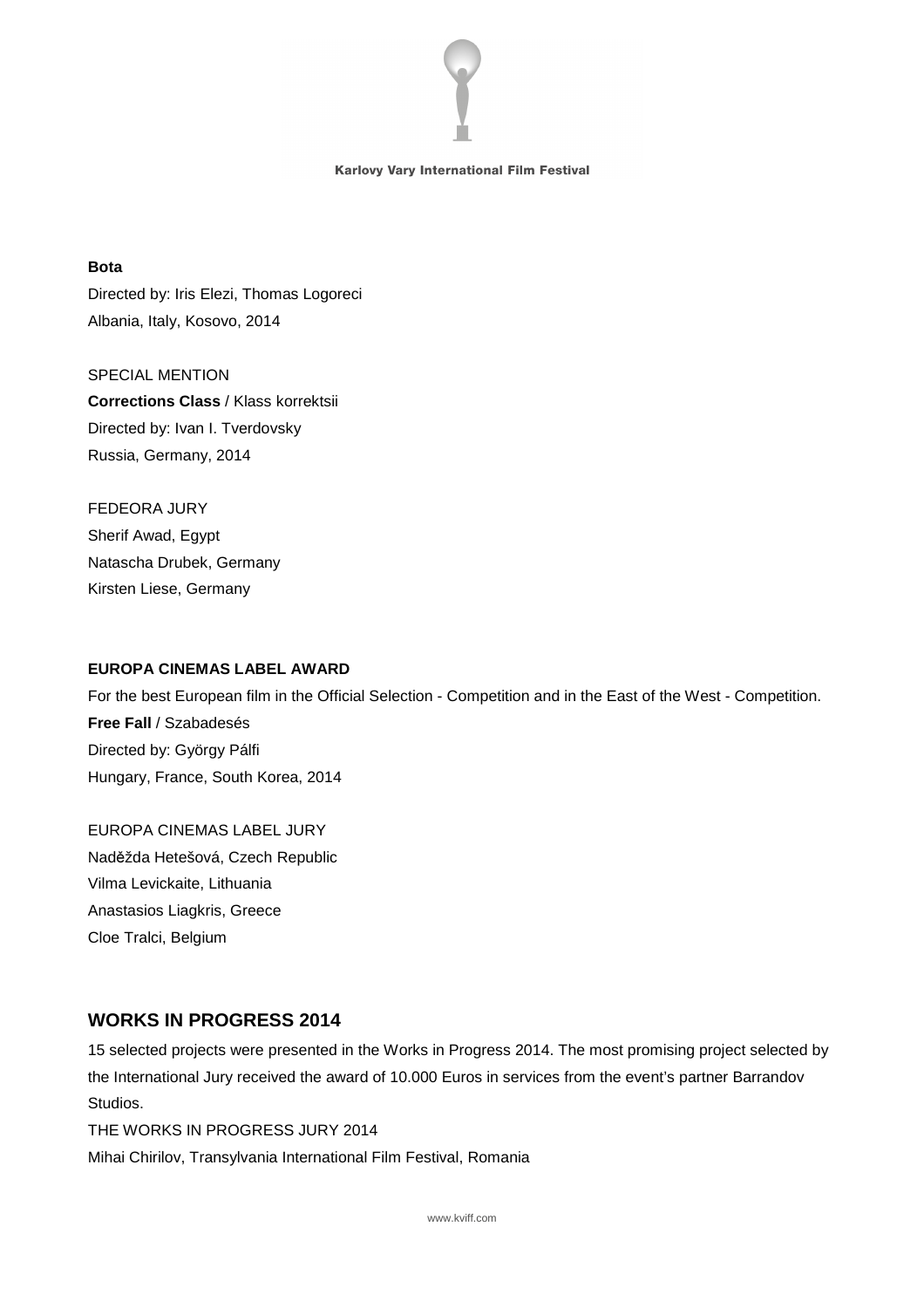**Bota**
Directed by: Iris Elezi, Thomas Logoreci
Albania, Italy, Kosovo, 2014

SPECIAL MENTION
**Corrections Class** / Klass korrektsii
Directed by: Ivan I. Tverdovsky
Russia, Germany, 2014

FEDEORA JURY
Sherif Awad, Egypt
Natascha Drubek, Germany
Kirsten Liese, Germany

**EUROPA CINEMAS LABEL AWARD**

For the best European film in the Official Selection - Competition and in the East of the West - Competition.
**Free Fall** / Szabadesés
Directed by: György Pálfi
Hungary, France, South Korea, 2014

EUROPA CINEMAS LABEL JURY
Naděžda Hetešová, Czech Republic
Vilma Levickaite, Lithuania
Anastasios Liagkris, Greece
Cloe Tralci, Belgium

## WORKS IN PROGRESS 2014

15 selected projects were presented in the Works in Progress 2014. The most promising project selected by the International Jury received the award of 10.000 Euros in services from the event's partner Barrandov Studios.
THE WORKS IN PROGRESS JURY 2014
Mihai Chirilov, Transylvania International Film Festival, Romania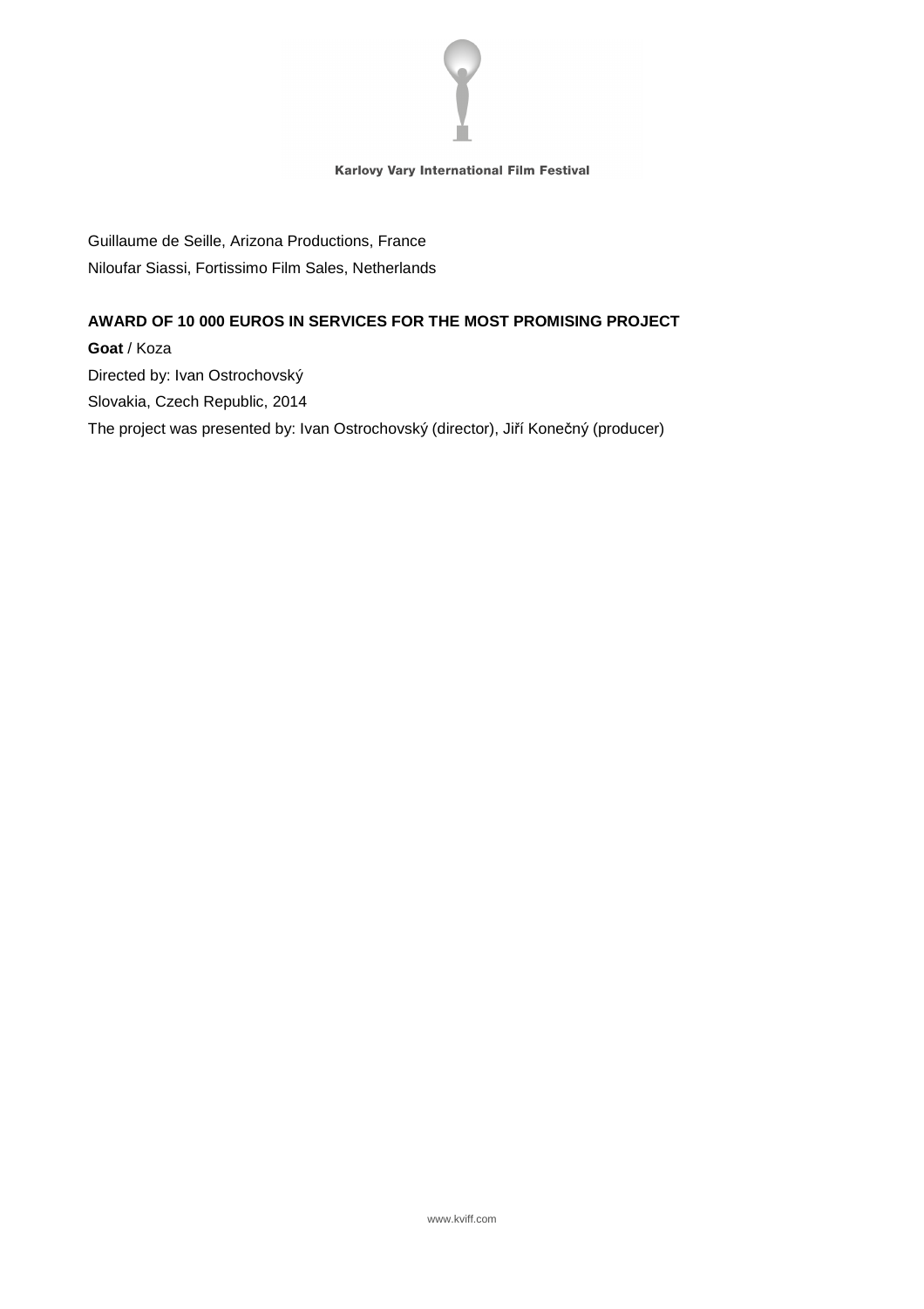Guillaume de Seille, Arizona Productions, France

Niloufar Siassi, Fortissimo Film Sales, Netherlands

**AWARD OF 10 000 EUROS IN SERVICES FOR THE MOST PROMISING PROJECT**

**Goat** / Koza

Directed by: Ivan Ostrochovský

Slovakia, Czech Republic, 2014

The project was presented by: Ivan Ostrochovský (director), Jiří Konečný (producer)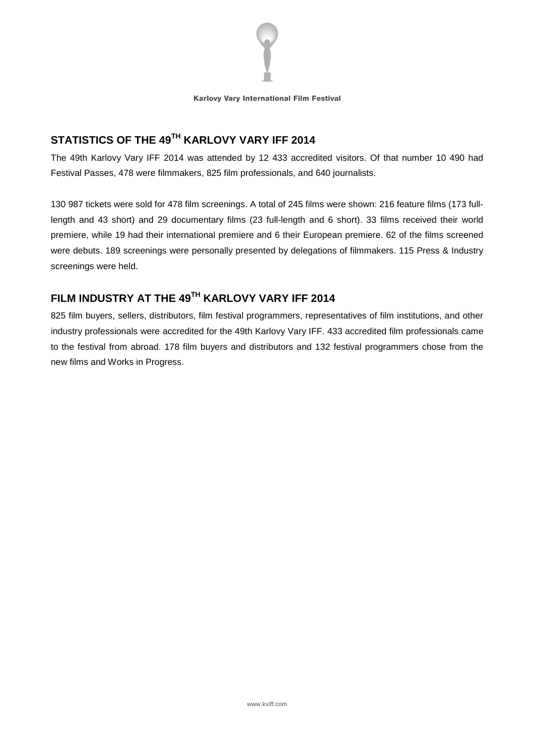Karlovy Vary International Film Festival

## STATISTICS OF THE 49$^{TH}$ KARLOVY VARY IFF 2014

The 49th Karlovy Vary IFF 2014 was attended by 12 433 accredited visitors. Of that number 10 490 had Festival Passes, 478 were filmmakers, 825 film professionals, and 640 journalists.

130 987 tickets were sold for 478 film screenings. A total of 245 films were shown: 216 feature films (173 full-length and 43 short) and 29 documentary films (23 full-length and 6 short). 33 films received their world premiere, while 19 had their international premiere and 6 their European premiere. 62 of the films screened were debuts. 189 screenings were personally presented by delegations of filmmakers. 115 Press & Industry screenings were held.

## FILM INDUSTRY AT THE 49$^{TH}$ KARLOVY VARY IFF 2014

825 film buyers, sellers, distributors, film festival programmers, representatives of film institutions, and other industry professionals were accredited for the 49th Karlovy Vary IFF. 433 accredited film professionals came to the festival from abroad. 178 film buyers and distributors and 132 festival programmers chose from the new films and Works in Progress.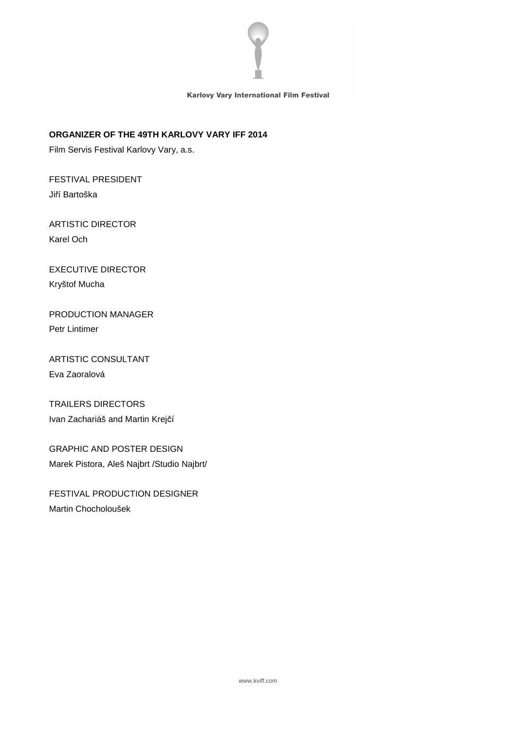## ORGANIZER OF THE 49TH KARLOVY VARY IFF 2014

Film Servis Festival Karlovy Vary, a.s.

FESTIVAL PRESIDENT
Jiří Bartoška

ARTISTIC DIRECTOR
Karel Och

EXECUTIVE DIRECTOR
Kryštof Mucha

PRODUCTION MANAGER
Petr Lintimer

ARTISTIC CONSULTANT
Eva Zaoralová

TRAILERS DIRECTORS
Ivan Zachariáš and Martin Krejčí

GRAPHIC AND POSTER DESIGN
Marek Pistora, Aleš Najbrt /Studio Najbrt/

FESTIVAL PRODUCTION DESIGNER
Martin Chocholoušek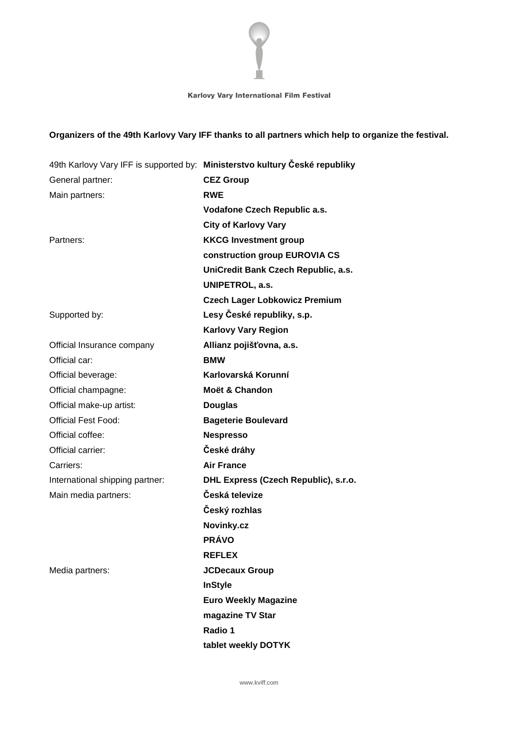Karlovy Vary International Film Festival

**Organizers of the 49th Karlovy Vary IFF thanks to all partners which help to organize the festival.**

| | |
|---|---|
| 49th Karlovy Vary IFF is supported by: | **Ministerstvo kultury České republiky** |
| General partner: | **CEZ Group** |
| Main partners: | **RWE** |
| | **Vodafone Czech Republic a.s.** |
| | **City of Karlovy Vary** |
| Partners: | **KKCG Investment group** |
| | **construction group EUROVIA CS** |
| | **UniCredit Bank Czech Republic, a.s.** |
| | **UNIPETROL, a.s.** |
| | **Czech Lager Lobkowicz Premium** |
| Supported by: | **Lesy České republiky, s.p.** |
| | **Karlovy Vary Region** |
| Official Insurance company | **Allianz pojišťovna, a.s.** |
| Official car: | **BMW** |
| Official beverage: | **Karlovarská Korunní** |
| Official champagne: | **Moët & Chandon** |
| Official make-up artist: | **Douglas** |
| Official Fest Food: | **Bageterie Boulevard** |
| Official coffee: | **Nespresso** |
| Official carrier: | **České dráhy** |
| Carriers: | **Air France** |
| International shipping partner: | **DHL Express (Czech Republic), s.r.o.** |
| Main media partners: | **Česká televize** |
| | **Český rozhlas** |
| | **Novinky.cz** |
| | **PRÁVO** |
| | **REFLEX** |
| Media partners: | **JCDecaux Group** |
| | **InStyle** |
| | **Euro Weekly Magazine** |
| | **magazine TV Star** |
| | **Radio 1** |
| | **tablet weekly DOTYK** |

www.kviff.com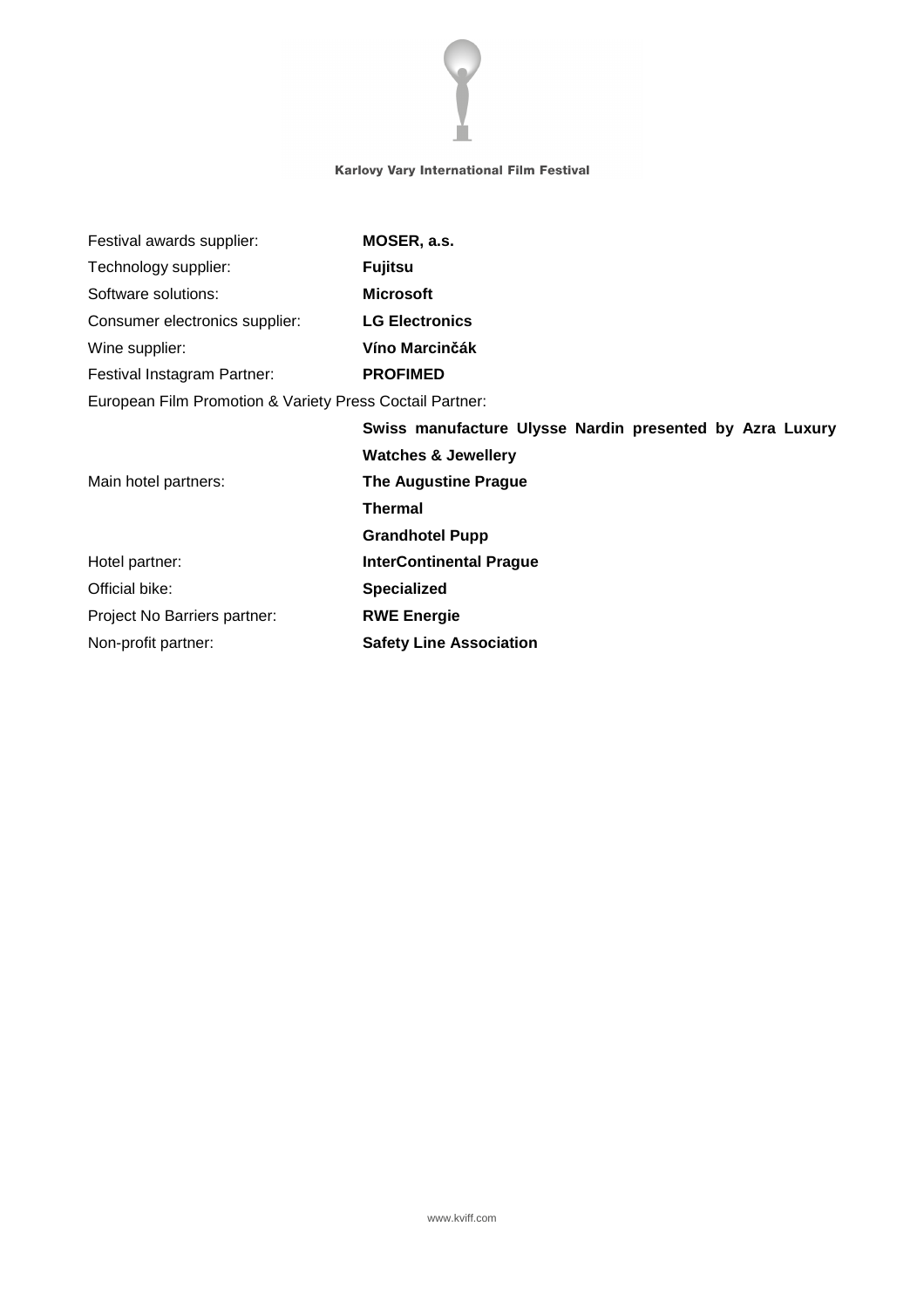| | |
|---|---|
| Festival awards supplier: | **MOSER, a.s.** |
| Technology supplier: | **Fujitsu** |
| Software solutions: | **Microsoft** |
| Consumer electronics supplier: | **LG Electronics** |
| Wine supplier: | **Víno Marcinčák** |
| Festival Instagram Partner: | **PROFIMED** |
| European Film Promotion & Variety Press Coctail Partner: | |
| | **Swiss manufacture Ulysse Nardin presented by Azra Luxury Watches & Jewellery** |
| Main hotel partners: | **The Augustine Prague** |
| | **Thermal** |
| | **Grandhotel Pupp** |
| Hotel partner: | **InterContinental Prague** |
| Official bike: | **Specialized** |
| Project No Barriers partner: | **RWE Energie** |
| Non-profit partner: | **Safety Line Association** |